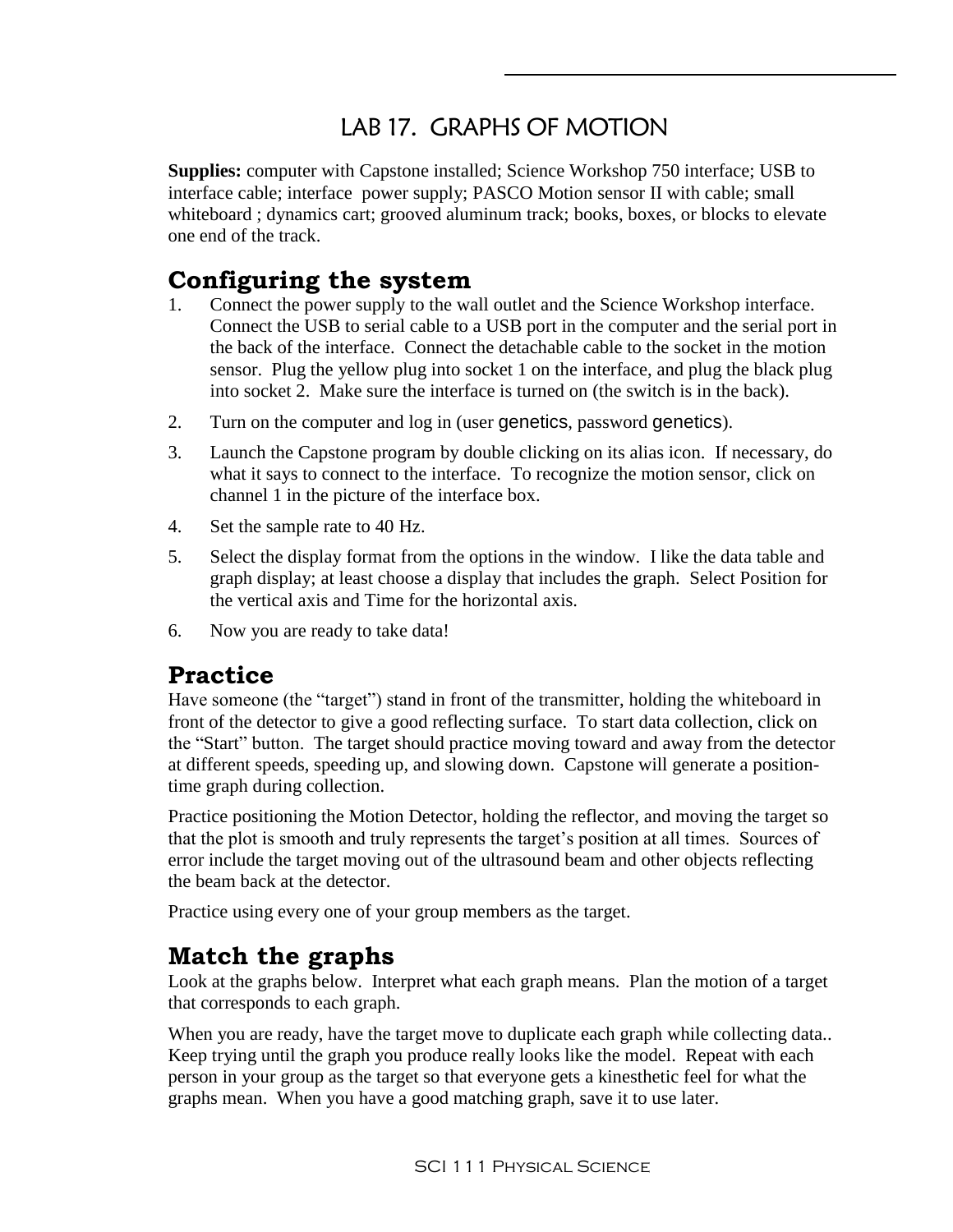# LAB 17. GRAPHS OF MOTION

**Supplies:** computer with Capstone installed; Science Workshop 750 interface; USB to interface cable; interface power supply; PASCO Motion sensor II with cable; small whiteboard ; dynamics cart; grooved aluminum track; books, boxes, or blocks to elevate one end of the track.

## Configuring the system

1. Connect the power supply to the wall outlet and the Science Workshop interface. Connect the USB to serial cable to a USB port in the computer and the serial port in the back of the interface. Connect the detachable cable to the socket in the motion sensor. Plug the yellow plug into socket 1 on the interface, and plug the black plug into socket 2. Make sure the interface is turned on (the switch is in the back).
2. Turn on the computer and log in (user genetics, password genetics).
3. Launch the Capstone program by double clicking on its alias icon. If necessary, do what it says to connect to the interface. To recognize the motion sensor, click on channel 1 in the picture of the interface box.
4. Set the sample rate to 40 Hz.
5. Select the display format from the options in the window. I like the data table and graph display; at least choose a display that includes the graph. Select Position for the vertical axis and Time for the horizontal axis.
6. Now you are ready to take data!

## Practice

Have someone (the "target") stand in front of the transmitter, holding the whiteboard in front of the detector to give a good reflecting surface. To start data collection, click on the "Start" button. The target should practice moving toward and away from the detector at different speeds, speeding up, and slowing down. Capstone will generate a position-time graph during collection.

Practice positioning the Motion Detector, holding the reflector, and moving the target so that the plot is smooth and truly represents the target's position at all times. Sources of error include the target moving out of the ultrasound beam and other objects reflecting the beam back at the detector.

Practice using every one of your group members as the target.

## Match the graphs

Look at the graphs below. Interpret what each graph means. Plan the motion of a target that corresponds to each graph.

When you are ready, have the target move to duplicate each graph while collecting data.. Keep trying until the graph you produce really looks like the model. Repeat with each person in your group as the target so that everyone gets a kinesthetic feel for what the graphs mean. When you have a good matching graph, save it to use later.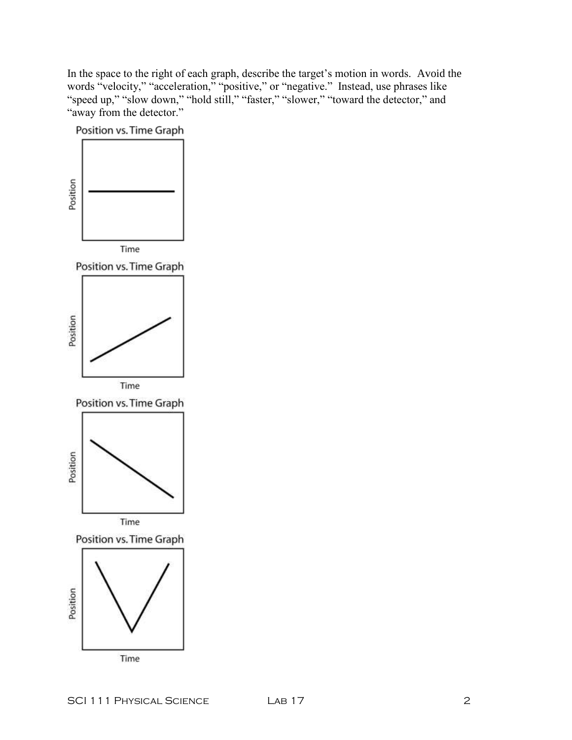In the space to the right of each graph, describe the target's motion in words. Avoid the words "velocity," "acceleration," "positive," or "negative." Instead, use phrases like "speed up," "slow down," "hold still," "faster," "slower," "toward the detector," and "away from the detector."

Position vs. Time Graph

Position

Time

Position vs. Time Graph

Position

Time

Position vs. Time Graph

Position

Time

Position vs. Time Graph

Position

Time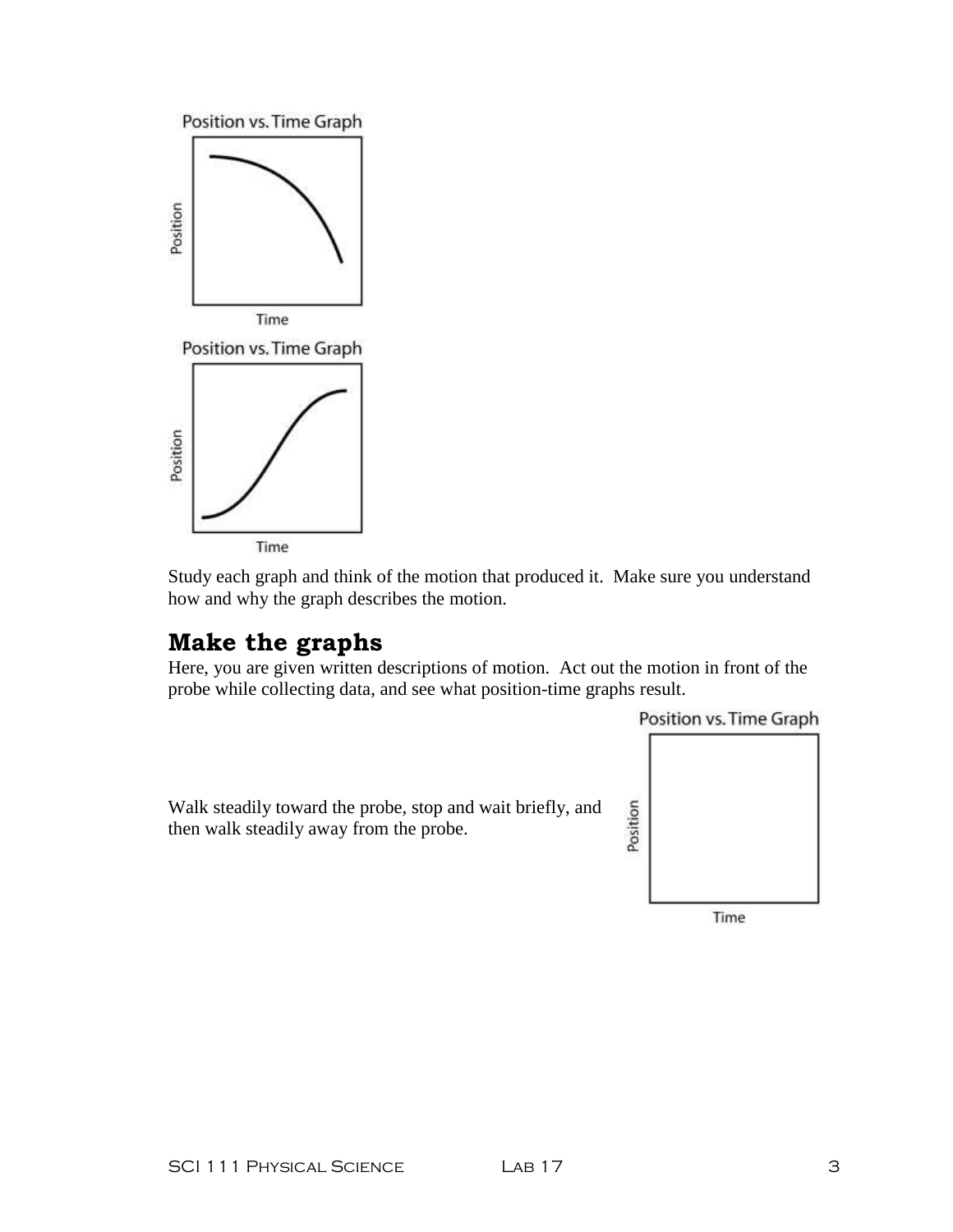Position vs. Time Graph

Position

Time

Position vs. Time Graph

Position

Time

Study each graph and think of the motion that produced it. Make sure you understand how and why the graph describes the motion.

## Make the graphs

Here, you are given written descriptions of motion. Act out the motion in front of the probe while collecting data, and see what position-time graphs result.

Walk steadily toward the probe, stop and wait briefly, and then walk steadily away from the probe.

Position vs. Time Graph

Position

Time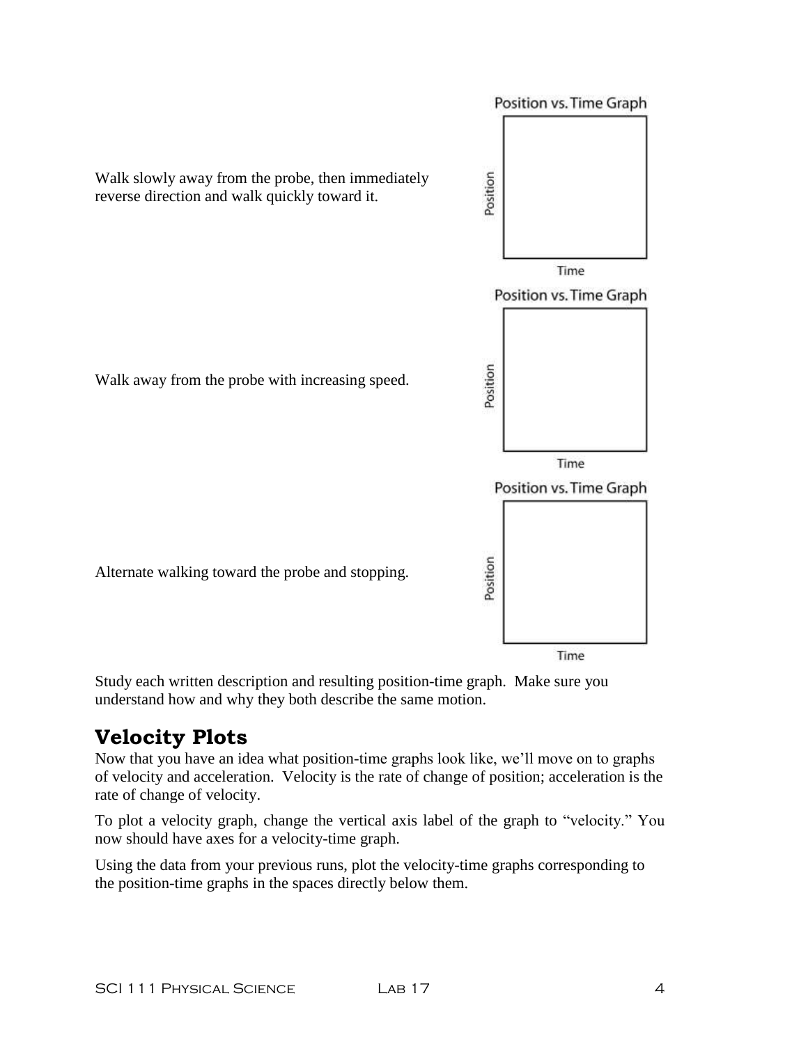Walk slowly away from the probe, then immediately reverse direction and walk quickly toward it.

Position vs. Time Graph

Position

Time

Walk away from the probe with increasing speed.

Position vs. Time Graph

Position

Time

Alternate walking toward the probe and stopping.

Position vs. Time Graph

Position

Time

Study each written description and resulting position-time graph. Make sure you understand how and why they both describe the same motion.

## Velocity Plots

Now that you have an idea what position-time graphs look like, we'll move on to graphs of velocity and acceleration. Velocity is the rate of change of position; acceleration is the rate of change of velocity.

To plot a velocity graph, change the vertical axis label of the graph to "velocity." You now should have axes for a velocity-time graph.

Using the data from your previous runs, plot the velocity-time graphs corresponding to the position-time graphs in the spaces directly below them.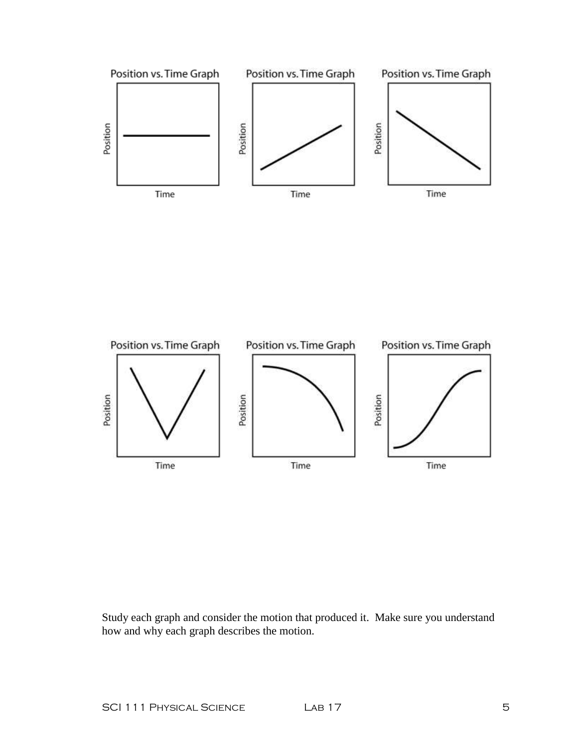Study each graph and consider the motion that produced it. Make sure you understand how and why each graph describes the motion.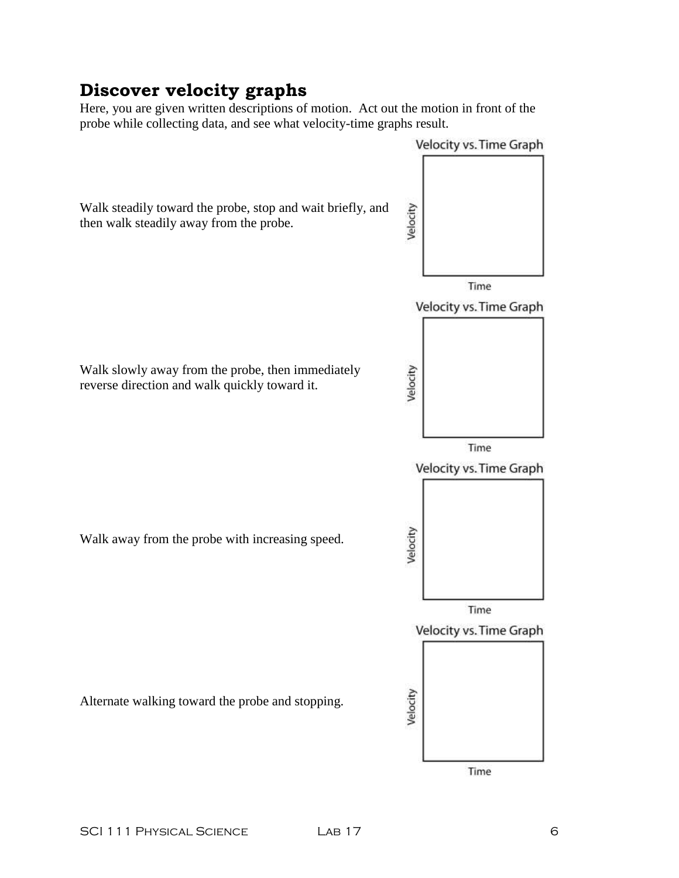## Discover velocity graphs

Here, you are given written descriptions of motion. Act out the motion in front of the probe while collecting data, and see what velocity-time graphs result.

Walk steadily toward the probe, stop and wait briefly, and then walk steadily away from the probe.

Velocity vs. Time Graph

Velocity

Time

Walk slowly away from the probe, then immediately reverse direction and walk quickly toward it.

Velocity vs. Time Graph

Velocity

Time

Walk away from the probe with increasing speed.

Velocity vs. Time Graph

Velocity

Time

Alternate walking toward the probe and stopping.

Velocity vs. Time Graph

Velocity

Time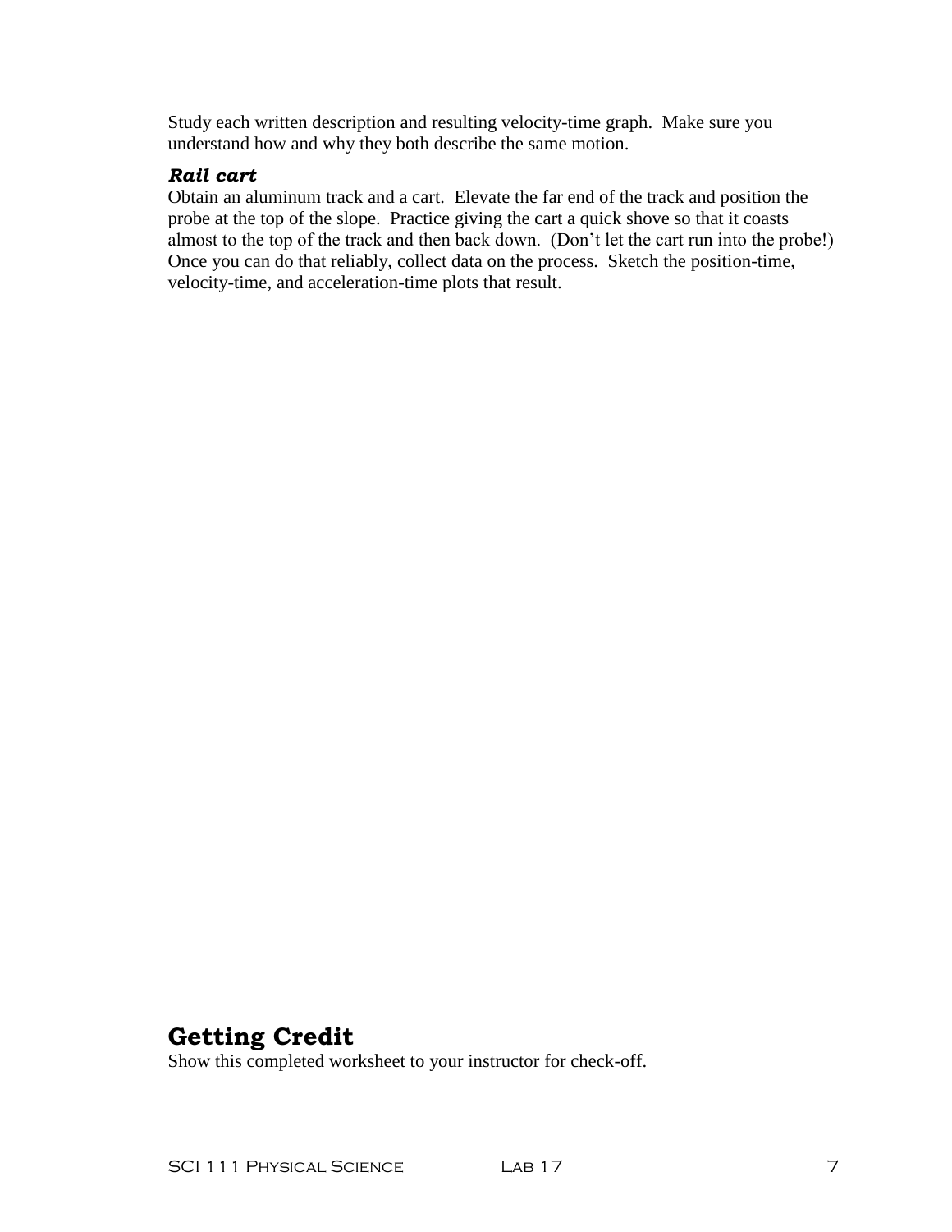Study each written description and resulting velocity-time graph. Make sure you understand how and why they both describe the same motion.

### ***Rail cart***

Obtain an aluminum track and a cart. Elevate the far end of the track and position the probe at the top of the slope. Practice giving the cart a quick shove so that it coasts almost to the top of the track and then back down. (Don't let the cart run into the probe!) Once you can do that reliably, collect data on the process. Sketch the position-time, velocity-time, and acceleration-time plots that result.

## Getting Credit

Show this completed worksheet to your instructor for check-off.